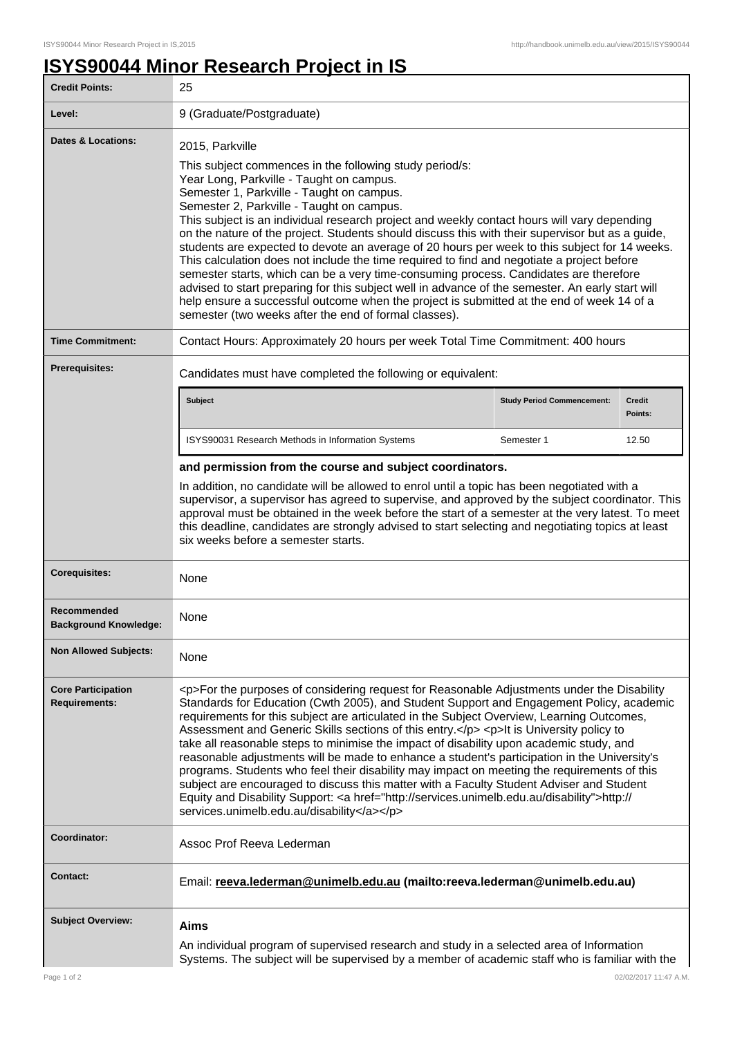# ISYS90044 Minor Research Project in IS

| | |
|---|---|
| **Credit Points:** | 25 |
| **Level:** | 9 (Graduate/Postgraduate) |
| **Dates & Locations:** | 2015, Parkville<br><br>This subject commences in the following study period/s:<br>Year Long, Parkville - Taught on campus.<br>Semester 1, Parkville - Taught on campus.<br>Semester 2, Parkville - Taught on campus.<br>This subject is an individual research project and weekly contact hours will vary depending on the nature of the project. Students should discuss this with their supervisor but as a guide, students are expected to devote an average of 20 hours per week to this subject for 14 weeks. This calculation does not include the time required to find and negotiate a project before semester starts, which can be a very time-consuming process. Candidates are therefore advised to start preparing for this subject well in advance of the semester. An early start will help ensure a successful outcome when the project is submitted at the end of week 14 of a semester (two weeks after the end of formal classes). |
| **Time Commitment:** | Contact Hours: Approximately 20 hours per week Total Time Commitment: 400 hours |
| **Prerequisites:** | Candidates must have completed the following or equivalent:<br><br>**Subject:** ISYS90031 Research Methods in Information Systems — **Study Period Commencement:** Semester 1 — **Credit Points:** 12.50<br><br>**and permission from the course and subject coordinators.**<br><br>In addition, no candidate will be allowed to enrol until a topic has been negotiated with a supervisor, a supervisor has agreed to supervise, and approved by the subject coordinator. This approval must be obtained in the week before the start of a semester at the very latest. To meet this deadline, candidates are strongly advised to start selecting and negotiating topics at least six weeks before a semester starts. |
| **Corequisites:** | None |
| **Recommended Background Knowledge:** | None |
| **Non Allowed Subjects:** | None |
| **Core Participation Requirements:** | &lt;p&gt;For the purposes of considering request for Reasonable Adjustments under the Disability Standards for Education (Cwth 2005), and Student Support and Engagement Policy, academic requirements for this subject are articulated in the Subject Overview, Learning Outcomes, Assessment and Generic Skills sections of this entry.&lt;/p&gt; &lt;p&gt;It is University policy to take all reasonable steps to minimise the impact of disability upon academic study, and reasonable adjustments will be made to enhance a student's participation in the University's programs. Students who feel their disability may impact on meeting the requirements of this subject are encouraged to discuss this matter with a Faculty Student Adviser and Student Equity and Disability Support: &lt;a href="http://services.unimelb.edu.au/disability"&gt;http://services.unimelb.edu.au/disability&lt;/a&gt;&lt;/p&gt; |
| **Coordinator:** | Assoc Prof Reeva Lederman |
| **Contact:** | Email: **reeva.lederman@unimelb.edu.au (mailto:reeva.lederman@unimelb.edu.au)** |
| **Subject Overview:** | **Aims**<br><br>An individual program of supervised research and study in a selected area of Information Systems. The subject will be supervised by a member of academic staff who is familiar with the |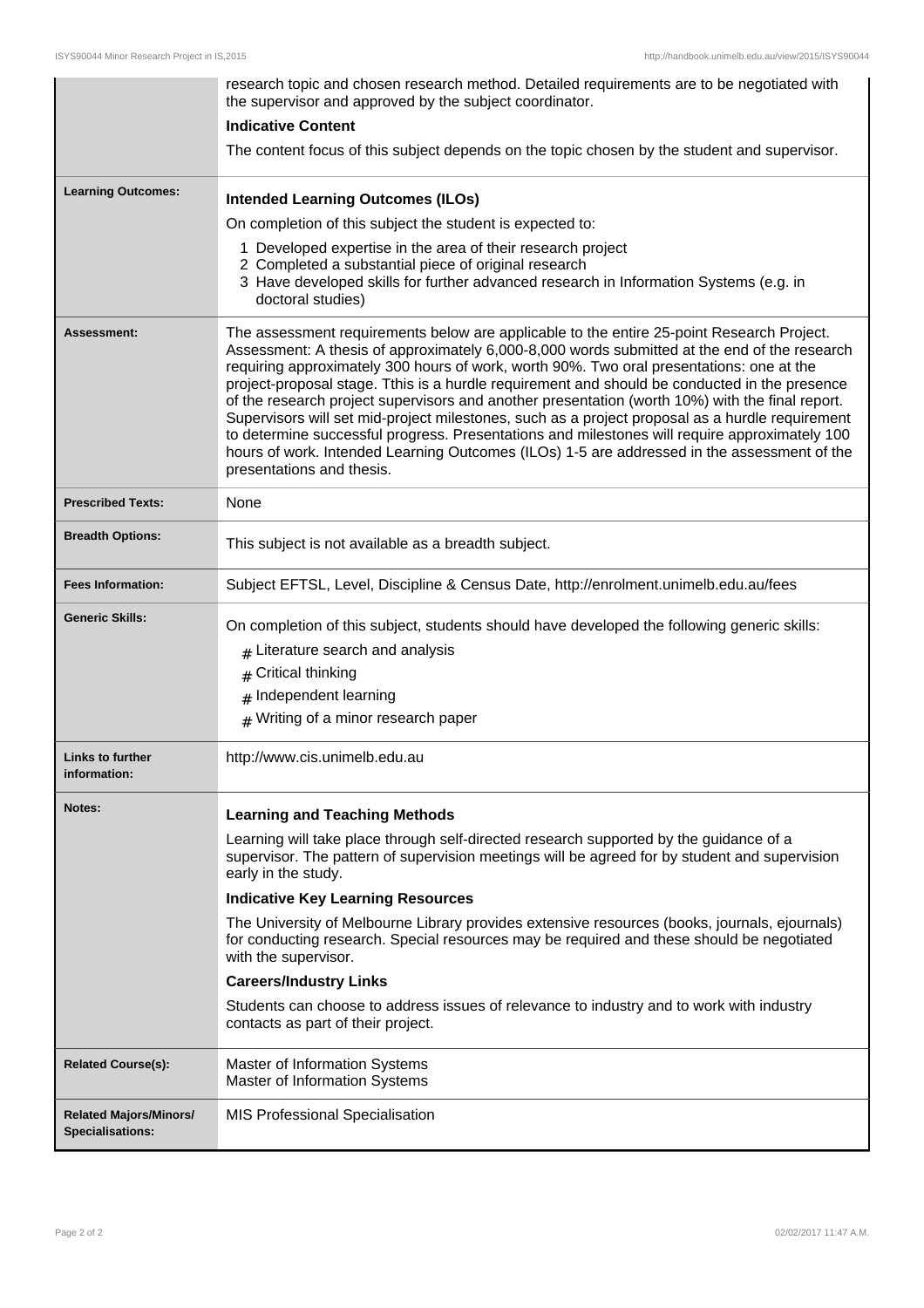| | |
|---|---|
| | research topic and chosen research method. Detailed requirements are to be negotiated with the supervisor and approved by the subject coordinator.<br><br>**Indicative Content**<br><br>The content focus of this subject depends on the topic chosen by the student and supervisor. |
| **Learning Outcomes:** | **Intended Learning Outcomes (ILOs)**<br><br>On completion of this subject the student is expected to:<br><br>1 Developed expertise in the area of their research project<br>2 Completed a substantial piece of original research<br>3 Have developed skills for further advanced research in Information Systems (e.g. in doctoral studies) |
| **Assessment:** | The assessment requirements below are applicable to the entire 25-point Research Project. Assessment: A thesis of approximately 6,000-8,000 words submitted at the end of the research requiring approximately 300 hours of work, worth 90%. Two oral presentations: one at the project-proposal stage. Tthis is a hurdle requirement and should be conducted in the presence of the research project supervisors and another presentation (worth 10%) with the final report. Supervisors will set mid-project milestones, such as a project proposal as a hurdle requirement to determine successful progress. Presentations and milestones will require approximately 100 hours of work. Intended Learning Outcomes (ILOs) 1-5 are addressed in the assessment of the presentations and thesis. |
| **Prescribed Texts:** | None |
| **Breadth Options:** | This subject is not available as a breadth subject. |
| **Fees Information:** | Subject EFTSL, Level, Discipline & Census Date, http://enrolment.unimelb.edu.au/fees |
| **Generic Skills:** | On completion of this subject, students should have developed the following generic skills:<br><br># Literature search and analysis<br># Critical thinking<br># Independent learning<br># Writing of a minor research paper |
| **Links to further information:** | http://www.cis.unimelb.edu.au |
| **Notes:** | **Learning and Teaching Methods**<br><br>Learning will take place through self-directed research supported by the guidance of a supervisor. The pattern of supervision meetings will be agreed for by student and supervision early in the study.<br><br>**Indicative Key Learning Resources**<br><br>The University of Melbourne Library provides extensive resources (books, journals, ejournals) for conducting research. Special resources may be required and these should be negotiated with the supervisor.<br><br>**Careers/Industry Links**<br><br>Students can choose to address issues of relevance to industry and to work with industry contacts as part of their project. |
| **Related Course(s):** | Master of Information Systems<br>Master of Information Systems |
| **Related Majors/Minors/ Specialisations:** | MIS Professional Specialisation |